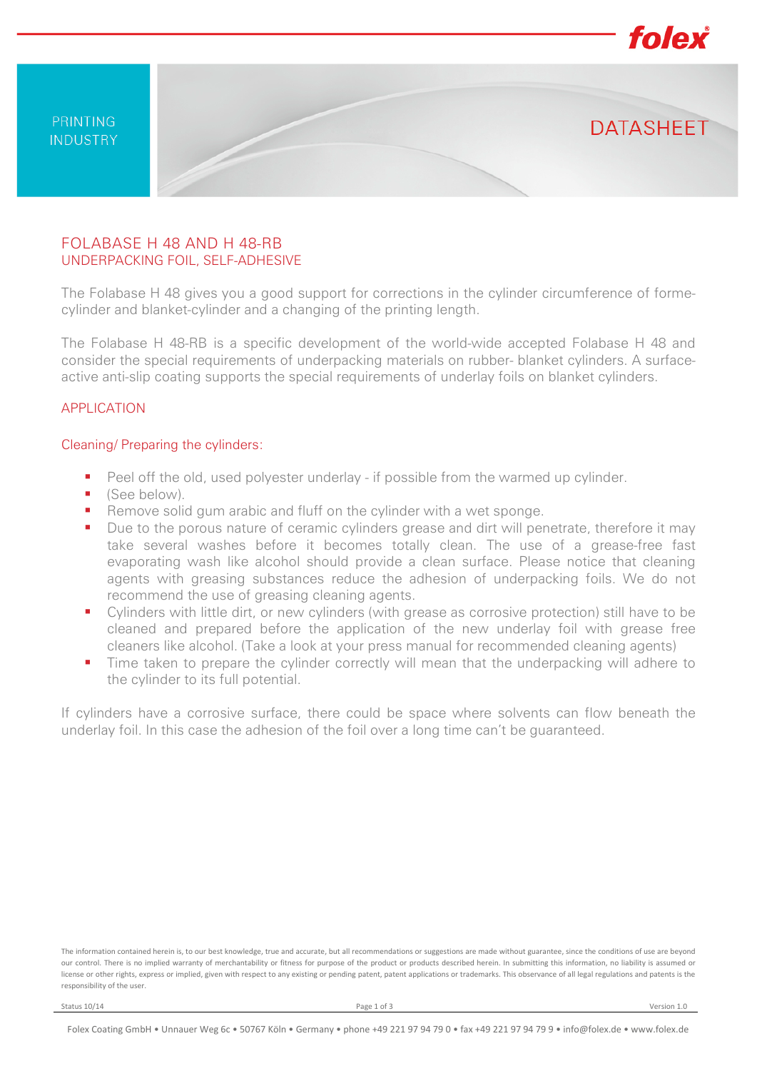PRINTING INDUSTRY

DATASHEET

# FOLABASE H 48 AND H 48-RB

## UNDERPACKING FOIL, SELF-ADHESIVE

The Folabase H 48 gives you a good support for corrections in the cylinder circumference of forme-cylinder and blanket-cylinder and a changing of the printing length.

The Folabase H 48-RB is a specific development of the world-wide accepted Folabase H 48 and consider the special requirements of underpacking materials on rubber- blanket cylinders. A surface-active anti-slip coating supports the special requirements of underlay foils on blanket cylinders.

## APPLICATION

### Cleaning/ Preparing the cylinders:

- Peel off the old, used polyester underlay - if possible from the warmed up cylinder.
- (See below).
- Remove solid gum arabic and fluff on the cylinder with a wet sponge.
- Due to the porous nature of ceramic cylinders grease and dirt will penetrate, therefore it may take several washes before it becomes totally clean. The use of a grease-free fast evaporating wash like alcohol should provide a clean surface. Please notice that cleaning agents with greasing substances reduce the adhesion of underpacking foils. We do not recommend the use of greasing cleaning agents.
- Cylinders with little dirt, or new cylinders (with grease as corrosive protection) still have to be cleaned and prepared before the application of the new underlay foil with grease free cleaners like alcohol. (Take a look at your press manual for recommended cleaning agents)
- Time taken to prepare the cylinder correctly will mean that the underpacking will adhere to the cylinder to its full potential.

If cylinders have a corrosive surface, there could be space where solvents can flow beneath the underlay foil. In this case the adhesion of the foil over a long time can't be guaranteed.

The information contained herein is, to our best knowledge, true and accurate, but all recommendations or suggestions are made without guarantee, since the conditions of use are beyond our control. There is no implied warranty of merchantability or fitness for purpose of the product or products described herein. In submitting this information, no liability is assumed or license or other rights, express or implied, given with respect to any existing or pending patent, patent applications or trademarks. This observance of all legal regulations and patents is the responsibility of the user.

Status 10/14 | Version 1.0

Folex Coating GmbH • Unnauer Weg 6c • 50767 Köln • Germany • phone +49 221 97 94 79 0 • fax +49 221 97 94 79 9 • info@folex.de • www.folex.de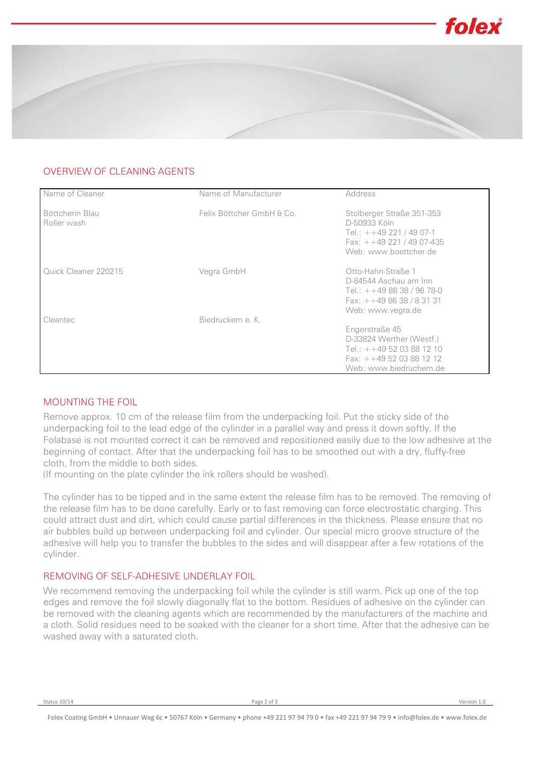## OVERVIEW OF CLEANING AGENTS

| Name of Cleaner | Name of Manufacturer | Address |
|---|---|---|
| Böttcherin Blau Roller wash | Felix Böttcher GmbH & Co. | Stolberger Straße 351-353<br>D-50933 Köln<br>Tel.: ++49 221 / 49 07-1<br>Fax: ++49 221 / 49 07-435<br>Web: www.boettcher.de |
| Quick Cleaner 220215 | Vegra GmbH | Otto-Hahn-Straße 1<br>D-84544 Aschau am Inn<br>Tel.: ++49 86 38 / 96 78-0<br>Fax: ++49 86 38 / 8 31 31<br>Web: www.vegra.de |
| Cleantec | Biedruckem e. K. | Engerstraße 45<br>D-33824 Werther (Westf.)<br>Tel.: ++49 52 03 88 12 10<br>Fax: ++49 52 03 88 12 12<br>Web: www.biedruchem.de |

## MOUNTING THE FOIL

Remove approx. 10 cm of the release film from the underpacking foil. Put the sticky side of the underpacking foil to the lead edge of the cylinder in a parallel way and press it down softly. If the Folabase is not mounted correct it can be removed and repositioned easily due to the low adhesive at the beginning of contact. After that the underpacking foil has to be smoothed out with a dry, fluffy-free cloth, from the middle to both sides.
(If mounting on the plate cylinder the ink rollers should be washed).

The cylinder has to be tipped and in the same extent the release film has to be removed. The removing of the release film has to be done carefully. Early or to fast removing can force electrostatic charging. This could attract dust and dirt, which could cause partial differences in the thickness. Please ensure that no air bubbles build up between underpacking foil and cylinder. Our special micro groove structure of the adhesive will help you to transfer the bubbles to the sides and will disappear after a few rotations of the cylinder.

## REMOVING OF SELF-ADHESIVE UNDERLAY FOIL

We recommend removing the underpacking foil while the cylinder is still warm. Pick up one of the top edges and remove the foil slowly diagonally flat to the bottom. Residues of adhesive on the cylinder can be removed with the cleaning agents which are recommended by the manufacturers of the machine and a cloth. Solid residues need to be soaked with the cleaner for a short time. After that the adhesive can be washed away with a saturated cloth.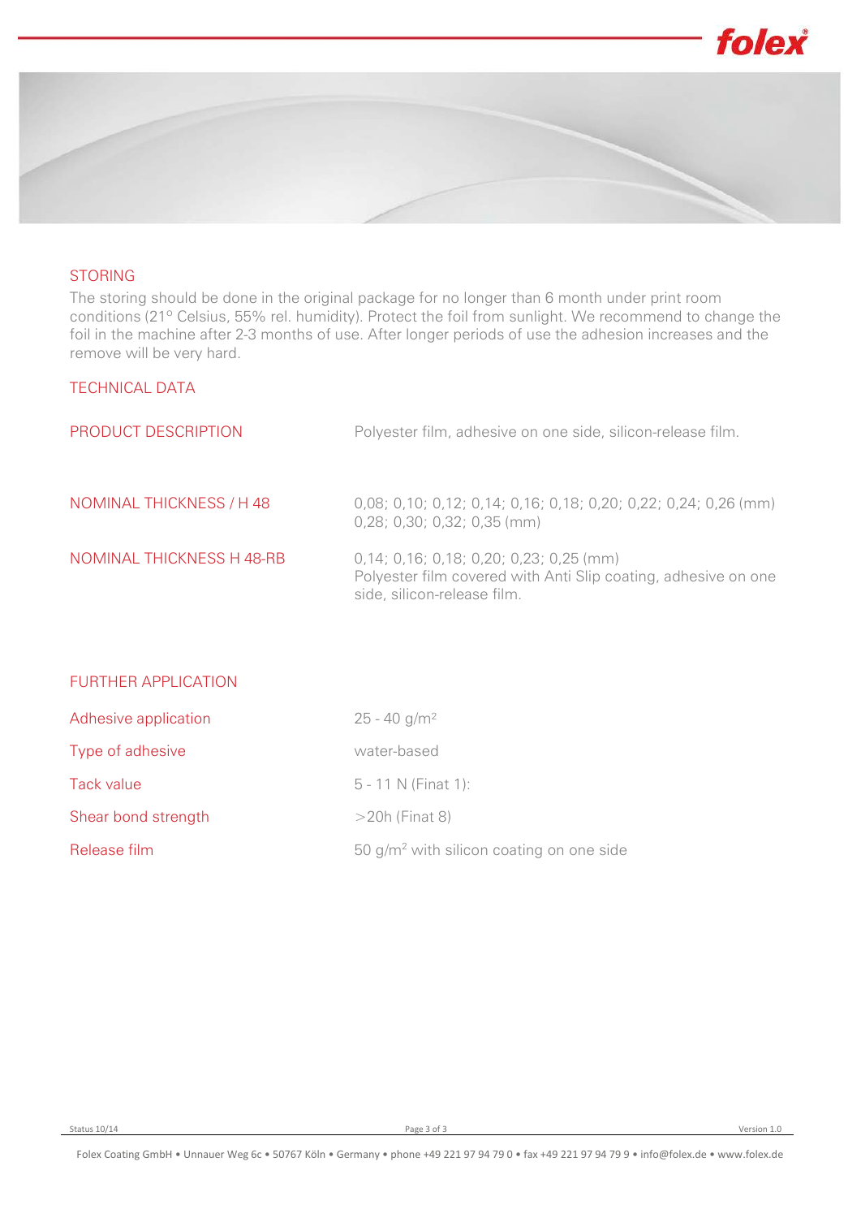## STORING

The storing should be done in the original package for no longer than 6 month under print room conditions (21° Celsius, 55% rel. humidity). Protect the foil from sunlight. We recommend to change the foil in the machine after 2-3 months of use. After longer periods of use the adhesion increases and the remove will be very hard.

## TECHNICAL DATA

| | |
|---|---|
| PRODUCT DESCRIPTION | Polyester film, adhesive on one side, silicon-release film. |
| NOMINAL THICKNESS / H 48 | 0,08; 0,10; 0,12; 0,14; 0,16; 0,18; 0,20; 0,22; 0,24; 0,26 (mm) 0,28; 0,30; 0,32; 0,35 (mm) |
| NOMINAL THICKNESS H 48-RB | 0,14; 0,16; 0,18; 0,20; 0,23; 0,25 (mm) Polyester film covered with Anti Slip coating, adhesive on one side, silicon-release film. |

## FURTHER APPLICATION

| | |
|---|---|
| Adhesive application | 25 - 40 g/m² |
| Type of adhesive | water-based |
| Tack value | 5 - 11 N (Finat 1): |
| Shear bond strength | >20h (Finat 8) |
| Release film | 50 g/m² with silicon coating on one side |

Status 10/14 Version 1.0

Folex Coating GmbH • Unnauer Weg 6c • 50767 Köln • Germany • phone +49 221 97 94 79 0 • fax +49 221 97 94 79 9 • info@folex.de • www.folex.de